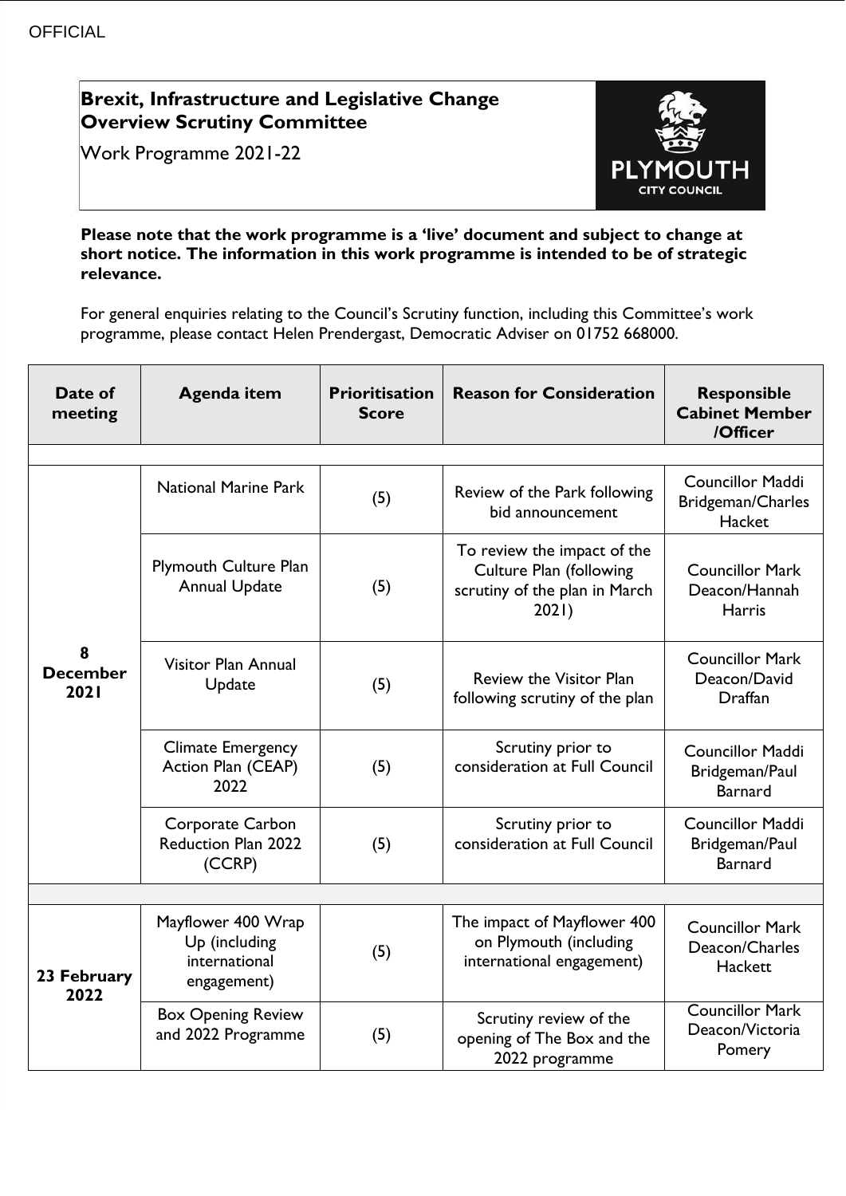OFFICIAL

# Brexit, Infrastructure and Legislative Change Overview Scrutiny Committee

Work Programme 2021-22

**Please note that the work programme is a 'live' document and subject to change at short notice. The information in this work programme is intended to be of strategic relevance.**

For general enquiries relating to the Council's Scrutiny function, including this Committee's work programme, please contact Helen Prendergast, Democratic Adviser on 01752 668000.

| Date of meeting | Agenda item | Prioritisation Score | Reason for Consideration | Responsible Cabinet Member /Officer |
|---|---|---|---|---|
| | | | | |
| **8 December 2021** | National Marine Park | (5) | Review of the Park following bid announcement | Councillor Maddi Bridgeman/Charles Hacket |
| | Plymouth Culture Plan Annual Update | (5) | To review the impact of the Culture Plan (following scrutiny of the plan in March 2021) | Councillor Mark Deacon/Hannah Harris |
| | Visitor Plan Annual Update | (5) | Review the Visitor Plan following scrutiny of the plan | Councillor Mark Deacon/David Draffan |
| | Climate Emergency Action Plan (CEAP) 2022 | (5) | Scrutiny prior to consideration at Full Council | Councillor Maddi Bridgeman/Paul Barnard |
| | Corporate Carbon Reduction Plan 2022 (CCRP) | (5) | Scrutiny prior to consideration at Full Council | Councillor Maddi Bridgeman/Paul Barnard |
| | | | | |
| **23 February 2022** | Mayflower 400 Wrap Up (including international engagement) | (5) | The impact of Mayflower 400 on Plymouth (including international engagement) | Councillor Mark Deacon/Charles Hackett |
| | Box Opening Review and 2022 Programme | (5) | Scrutiny review of the opening of The Box and the 2022 programme | Councillor Mark Deacon/Victoria Pomery |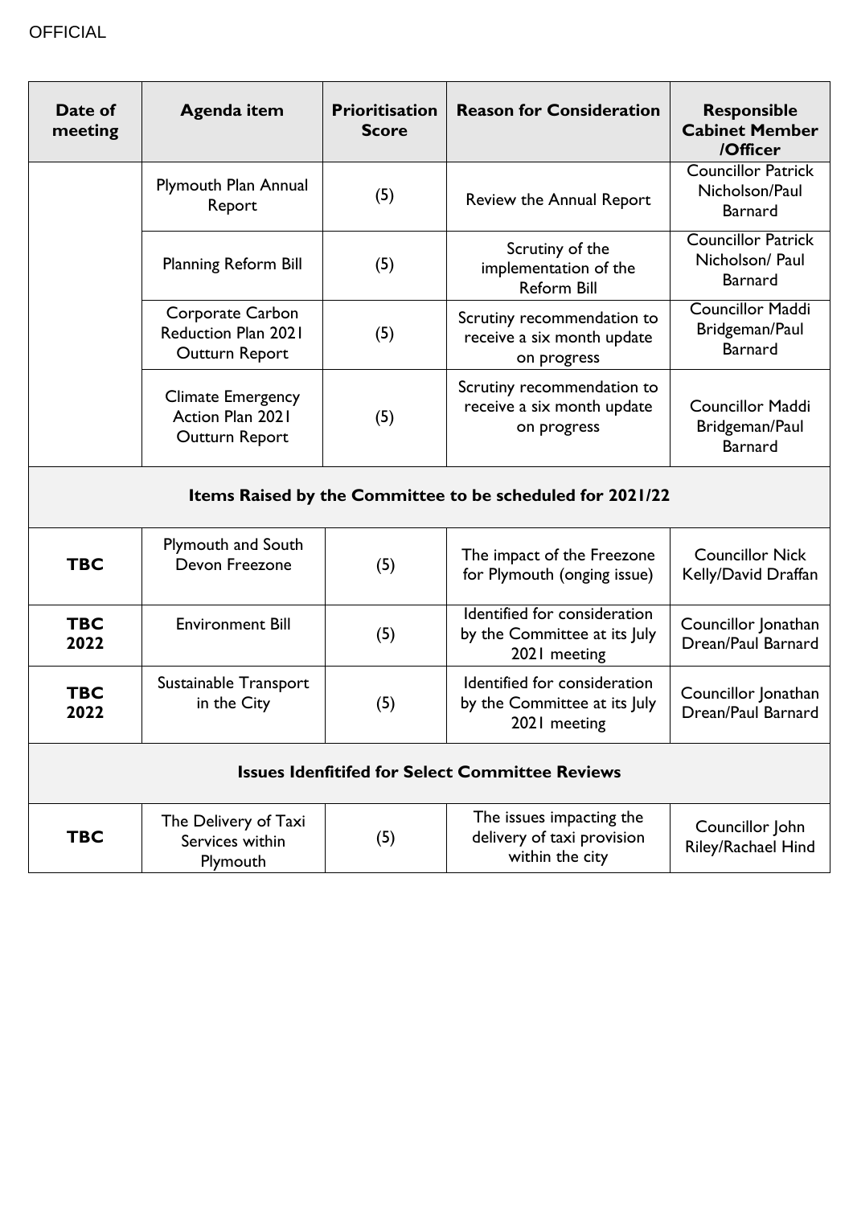OFFICIAL

| Date of meeting | Agenda item | Prioritisation Score | Reason for Consideration | Responsible Cabinet Member /Officer |
|---|---|---|---|---|
| | Plymouth Plan Annual Report | (5) | Review the Annual Report | Councillor Patrick Nicholson/Paul Barnard |
| | Planning Reform Bill | (5) | Scrutiny of the implementation of the Reform Bill | Councillor Patrick Nicholson/ Paul Barnard |
| | Corporate Carbon Reduction Plan 2021 Outturn Report | (5) | Scrutiny recommendation to receive a six month update on progress | Councillor Maddi Bridgeman/Paul Barnard |
| | Climate Emergency Action Plan 2021 Outturn Report | (5) | Scrutiny recommendation to receive a six month update on progress | Councillor Maddi Bridgeman/Paul Barnard |
| **Items Raised by the Committee to be scheduled for 2021/22** | | | | |
| **TBC** | Plymouth and South Devon Freezone | (5) | The impact of the Freezone for Plymouth (onging issue) | Councillor Nick Kelly/David Draffan |
| **TBC 2022** | Environment Bill | (5) | Identified for consideration by the Committee at its July 2021 meeting | Councillor Jonathan Drean/Paul Barnard |
| **TBC 2022** | Sustainable Transport in the City | (5) | Identified for consideration by the Committee at its July 2021 meeting | Councillor Jonathan Drean/Paul Barnard |
| **Issues Idenfitifed for Select Committee Reviews** | | | | |
| **TBC** | The Delivery of Taxi Services within Plymouth | (5) | The issues impacting the delivery of taxi provision within the city | Councillor John Riley/Rachael Hind |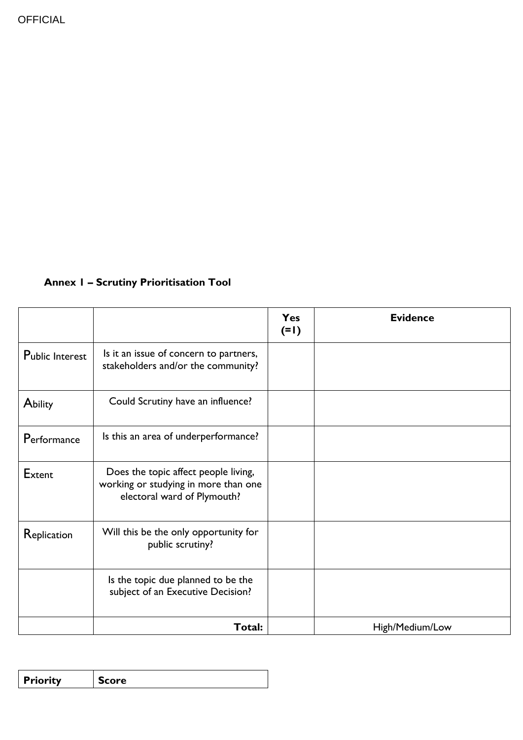## Annex 1 – Scrutiny Prioritisation Tool

| | | Yes (=1) | Evidence |
|---|---|---|---|
| Public Interest | Is it an issue of concern to partners, stakeholders and/or the community? | | |
| Ability | Could Scrutiny have an influence? | | |
| Performance | Is this an area of underperformance? | | |
| Extent | Does the topic affect people living, working or studying in more than one electoral ward of Plymouth? | | |
| Replication | Will this be the only opportunity for public scrutiny? | | |
| | Is the topic due planned to be the subject of an Executive Decision? | | |
| | **Total:** | | High/Medium/Low |

| **Priority** | **Score** |
|---|---|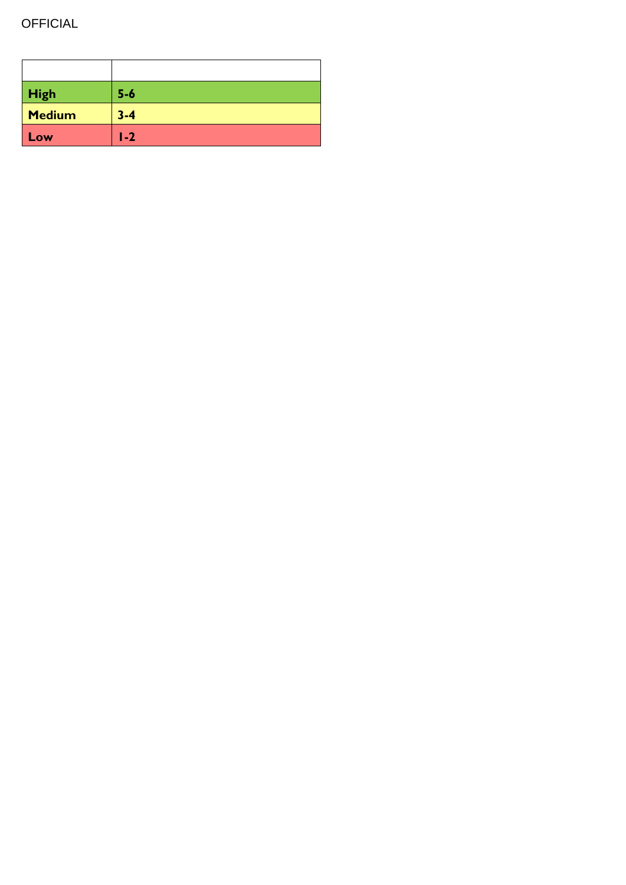OFFICIAL

| | |
|---|---|
| **High** | **5-6** |
| **Medium** | **3-4** |
| **Low** | **1-2** |